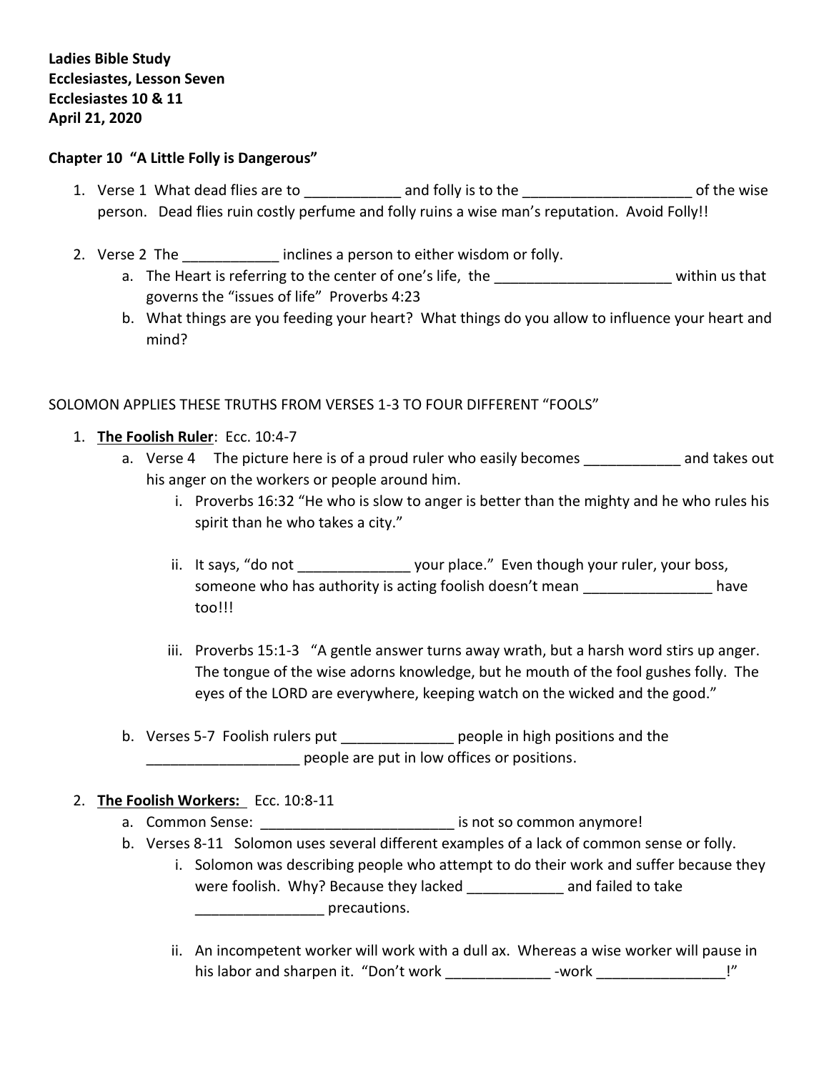**Ladies Bible Study**
**Ecclesiastes, Lesson Seven**
**Ecclesiastes 10 & 11**
**April 21, 2020**

**Chapter 10 "A Little Folly is Dangerous"**

1. Verse 1 What dead flies are to ____________ and folly is to the _____________________ of the wise person. Dead flies ruin costly perfume and folly ruins a wise man's reputation. Avoid Folly!!

2. Verse 2 The ____________ inclines a person to either wisdom or folly.
   a. The Heart is referring to the center of one's life, the ______________________ within us that governs the "issues of life" Proverbs 4:23
   b. What things are you feeding your heart? What things do you allow to influence your heart and mind?

SOLOMON APPLIES THESE TRUTHS FROM VERSES 1-3 TO FOUR DIFFERENT "FOOLS"

1. **The Foolish Ruler**: Ecc. 10:4-7
   a. Verse 4 The picture here is of a proud ruler who easily becomes ____________ and takes out his anger on the workers or people around him.
      i. Proverbs 16:32 "He who is slow to anger is better than the mighty and he who rules his spirit than he who takes a city."
      ii. It says, "do not ______________ your place." Even though your ruler, your boss, someone who has authority is acting foolish doesn't mean ________________ have too!!!
      iii. Proverbs 15:1-3 "A gentle answer turns away wrath, but a harsh word stirs up anger. The tongue of the wise adorns knowledge, but he mouth of the fool gushes folly. The eyes of the LORD are everywhere, keeping watch on the wicked and the good."
   b. Verses 5-7 Foolish rulers put ______________ people in high positions and the ___________________ people are put in low offices or positions.

2. **The Foolish Workers:** Ecc. 10:8-11
   a. Common Sense: ________________________ is not so common anymore!
   b. Verses 8-11 Solomon uses several different examples of a lack of common sense or folly.
      i. Solomon was describing people who attempt to do their work and suffer because they were foolish. Why? Because they lacked ____________ and failed to take ________________ precautions.
      ii. An incompetent worker will work with a dull ax. Whereas a wise worker will pause in his labor and sharpen it. "Don't work _____________ -work ________________!"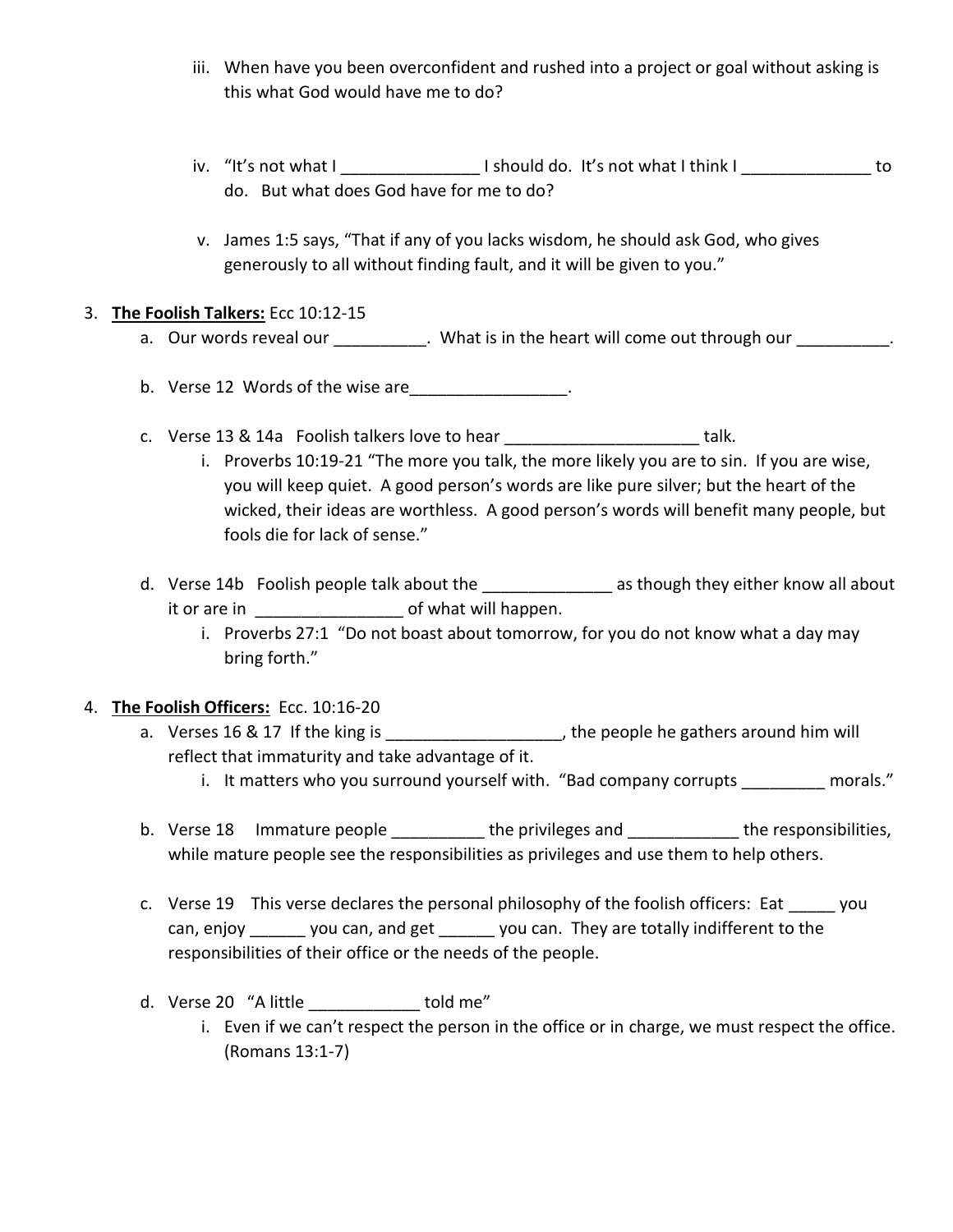iii. When have you been overconfident and rushed into a project or goal without asking is this what God would have me to do?

   iv. "It's not what I _______________ I should do. It's not what I think I ______________ to do. But what does God have for me to do?

   v. James 1:5 says, "That if any of you lacks wisdom, he should ask God, who gives generously to all without finding fault, and it will be given to you."

3. **The Foolish Talkers:** Ecc 10:12-15
   a. Our words reveal our __________. What is in the heart will come out through our __________.

   b. Verse 12 Words of the wise are_________________.

   c. Verse 13 & 14a Foolish talkers love to hear _____________________ talk.
      i. Proverbs 10:19-21 "The more you talk, the more likely you are to sin. If you are wise, you will keep quiet. A good person's words are like pure silver; but the heart of the wicked, their ideas are worthless. A good person's words will benefit many people, but fools die for lack of sense."

   d. Verse 14b Foolish people talk about the ______________ as though they either know all about it or are in ________________ of what will happen.
      i. Proverbs 27:1 "Do not boast about tomorrow, for you do not know what a day may bring forth."

4. **The Foolish Officers:** Ecc. 10:16-20
   a. Verses 16 & 17 If the king is ___________________, the people he gathers around him will reflect that immaturity and take advantage of it.
      i. It matters who you surround yourself with. "Bad company corrupts _________ morals."

   b. Verse 18 Immature people __________ the privileges and ____________ the responsibilities, while mature people see the responsibilities as privileges and use them to help others.

   c. Verse 19 This verse declares the personal philosophy of the foolish officers: Eat _____ you can, enjoy ______ you can, and get ______ you can. They are totally indifferent to the responsibilities of their office or the needs of the people.

   d. Verse 20 "A little ____________ told me"
      i. Even if we can't respect the person in the office or in charge, we must respect the office. (Romans 13:1-7)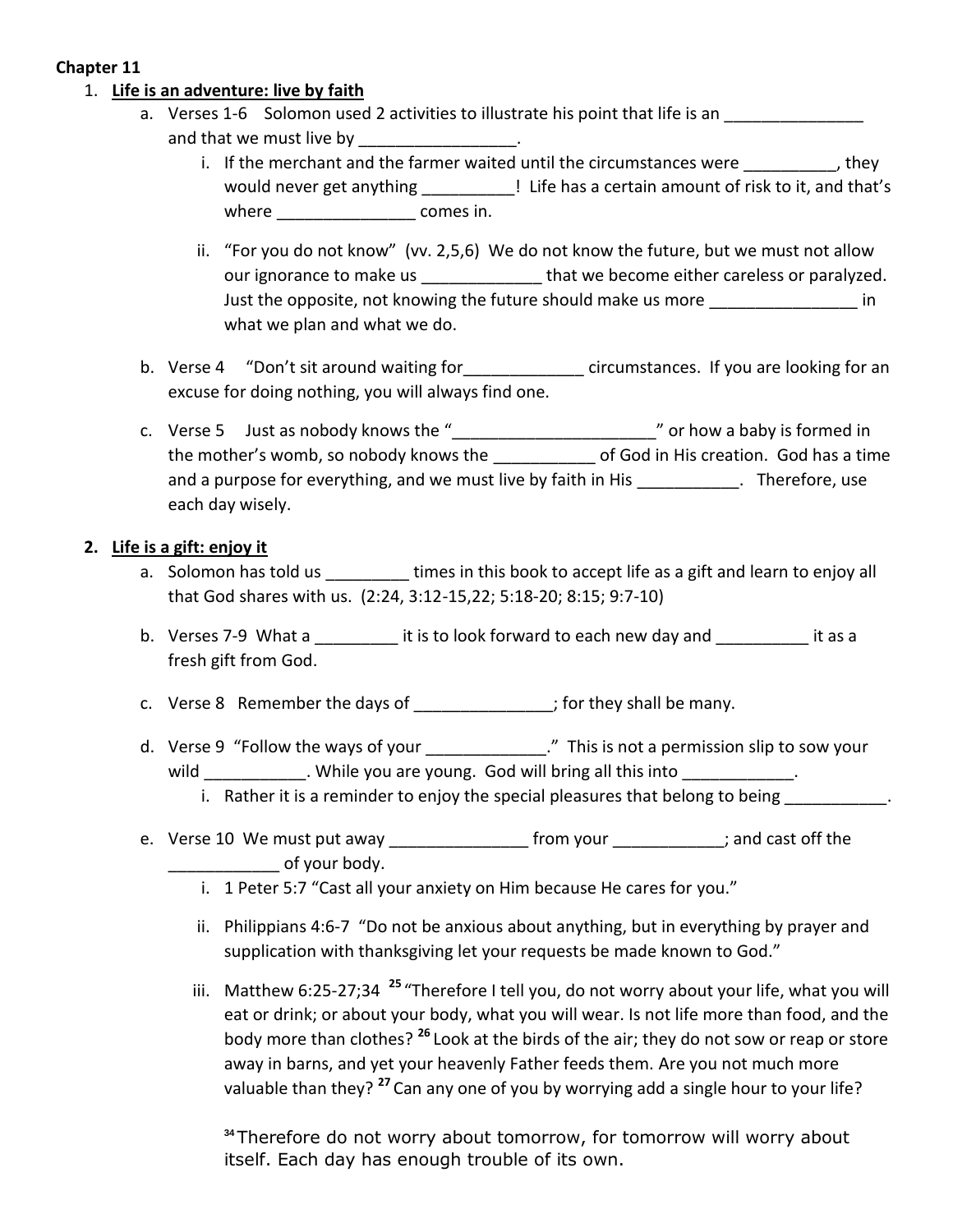**Chapter 11**

1. **Life is an adventure: live by faith**
   a. Verses 1-6 Solomon used 2 activities to illustrate his point that life is an _______________ and that we must live by _________________.
      i. If the merchant and the farmer waited until the circumstances were __________, they would never get anything __________! Life has a certain amount of risk to it, and that's where _______________ comes in.
      ii. "For you do not know" (vv. 2,5,6) We do not know the future, but we must not allow our ignorance to make us _____________ that we become either careless or paralyzed. Just the opposite, not knowing the future should make us more ________________ in what we plan and what we do.

   b. Verse 4 "Don't sit around waiting for_____________ circumstances. If you are looking for an excuse for doing nothing, you will always find one.

   c. Verse 5 Just as nobody knows the "______________________" or how a baby is formed in the mother's womb, so nobody knows the ___________ of God in His creation. God has a time and a purpose for everything, and we must live by faith in His ___________. Therefore, use each day wisely.

2. **Life is a gift: enjoy it**
   a. Solomon has told us _________ times in this book to accept life as a gift and learn to enjoy all that God shares with us. (2:24, 3:12-15,22; 5:18-20; 8:15; 9:7-10)

   b. Verses 7-9 What a _________ it is to look forward to each new day and __________ it as a fresh gift from God.

   c. Verse 8 Remember the days of _______________; for they shall be many.

   d. Verse 9 "Follow the ways of your _____________." This is not a permission slip to sow your wild ___________. While you are young. God will bring all this into ____________.
      i. Rather it is a reminder to enjoy the special pleasures that belong to being ___________.

   e. Verse 10 We must put away _______________ from your ____________; and cast off the ____________ of your body.
      i. 1 Peter 5:7 "Cast all your anxiety on Him because He cares for you."
      ii. Philippians 4:6-7 "Do not be anxious about anything, but in everything by prayer and supplication with thanksgiving let your requests be made known to God."
      iii. Matthew 6:25-27;34 [25] "Therefore I tell you, do not worry about your life, what you will eat or drink; or about your body, what you will wear. Is not life more than food, and the body more than clothes? [26] Look at the birds of the air; they do not sow or reap or store away in barns, and yet your heavenly Father feeds them. Are you not much more valuable than they? [27] Can any one of you by worrying add a single hour to your life?

         [34] Therefore do not worry about tomorrow, for tomorrow will worry about itself. Each day has enough trouble of its own.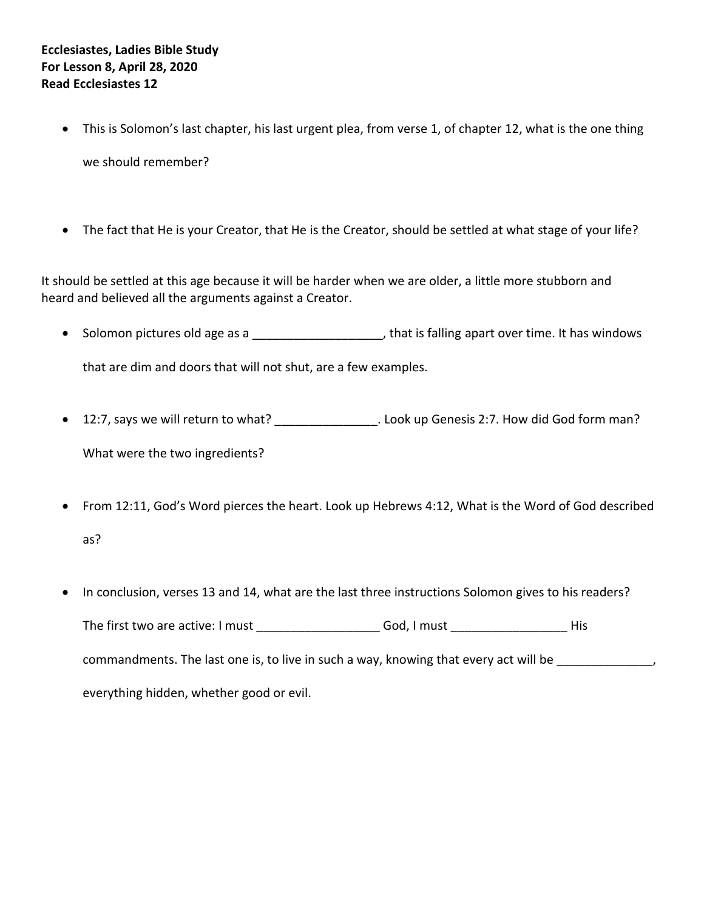**Ecclesiastes, Ladies Bible Study**
**For Lesson 8, April 28, 2020**
**Read Ecclesiastes 12**

- This is Solomon's last chapter, his last urgent plea, from verse 1, of chapter 12, what is the one thing we should remember?

- The fact that He is your Creator, that He is the Creator, should be settled at what stage of your life?

It should be settled at this age because it will be harder when we are older, a little more stubborn and heard and believed all the arguments against a Creator.

- Solomon pictures old age as a ___________________, that is falling apart over time. It has windows that are dim and doors that will not shut, are a few examples.

- 12:7, says we will return to what? _______________. Look up Genesis 2:7. How did God form man? What were the two ingredients?

- From 12:11, God's Word pierces the heart. Look up Hebrews 4:12, What is the Word of God described as?

- In conclusion, verses 13 and 14, what are the last three instructions Solomon gives to his readers? The first two are active: I must __________________ God, I must _________________ His commandments. The last one is, to live in such a way, knowing that every act will be ______________, everything hidden, whether good or evil.